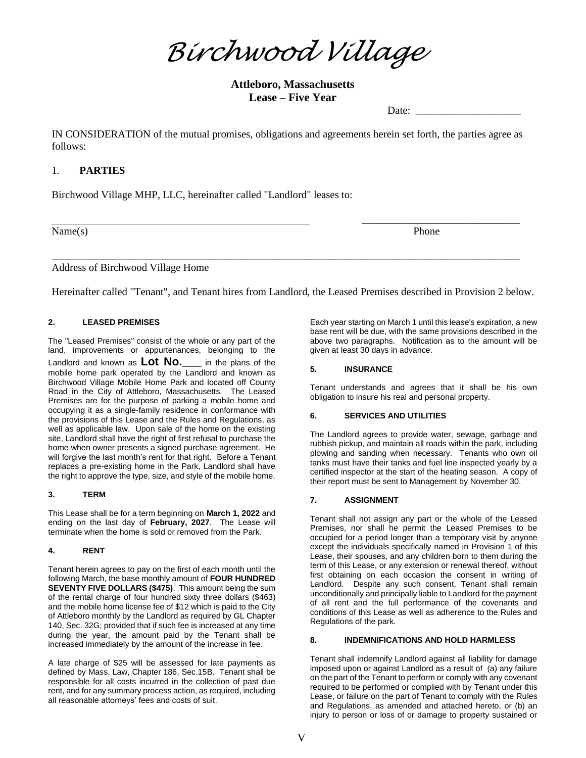# Birchwood Village

**Attleboro, Massachusetts**
**Lease – Five Year**

Date: ____________________

IN CONSIDERATION of the mutual promises, obligations and agreements herein set forth, the parties agree as follows:

## 1. PARTIES

Birchwood Village MHP, LLC, hereinafter called "Landlord" leases to:

______________________________________________ ____________________________
Name(s) Phone

__________________________________________________________________________________________
Address of Birchwood Village Home

Hereinafter called "Tenant", and Tenant hires from Landlord, the Leased Premises described in Provision 2 below.

### 2. LEASED PREMISES

The "Leased Premises" consist of the whole or any part of the land, improvements or appurtenances, belonging to the Landlord and known as **Lot No.**____ in the plans of the mobile home park operated by the Landlord and known as Birchwood Village Mobile Home Park and located off County Road in the City of Attleboro, Massachusetts. The Leased Premises are for the purpose of parking a mobile home and occupying it as a single-family residence in conformance with the provisions of this Lease and the Rules and Regulations, as well as applicable law. Upon sale of the home on the existing site, Landlord shall have the right of first refusal to purchase the home when owner presents a signed purchase agreement. He will forgive the last month's rent for that right. Before a Tenant replaces a pre-existing home in the Park, Landlord shall have the right to approve the type, size, and style of the mobile home.

### 3. TERM

This Lease shall be for a term beginning on **March 1, 2022** and ending on the last day of **February, 2027**. The Lease will terminate when the home is sold or removed from the Park.

### 4. RENT

Tenant herein agrees to pay on the first of each month until the following March, the base monthly amount of **FOUR HUNDRED SEVENTY FIVE DOLLARS ($475)**. This amount being the sum of the rental charge of four hundred sixty three dollars ($463) and the mobile home license fee of $12 which is paid to the City of Attleboro monthly by the Landlord as required by GL Chapter 140, Sec. 32G; provided that if such fee is increased at any time during the year, the amount paid by the Tenant shall be increased immediately by the amount of the increase in fee.

A late charge of $25 will be assessed for late payments as defined by Mass. Law, Chapter 186, Sec.15B. Tenant shall be responsible for all costs incurred in the collection of past due rent, and for any summary process action, as required, including all reasonable attorneys' fees and costs of suit.

Each year starting on March 1 until this lease's expiration, a new base rent will be due, with the same provisions described in the above two paragraphs. Notification as to the amount will be given at least 30 days in advance.

### 5. INSURANCE

Tenant understands and agrees that it shall be his own obligation to insure his real and personal property.

### 6. SERVICES AND UTILITIES

The Landlord agrees to provide water, sewage, garbage and rubbish pickup, and maintain all roads within the park, including plowing and sanding when necessary. Tenants who own oil tanks must have their tanks and fuel line inspected yearly by a certified inspector at the start of the heating season. A copy of their report must be sent to Management by November 30.

### 7. ASSIGNMENT

Tenant shall not assign any part or the whole of the Leased Premises, nor shall he permit the Leased Premises to be occupied for a period longer than a temporary visit by anyone except the individuals specifically named in Provision 1 of this Lease, their spouses, and any children born to them during the term of this Lease, or any extension or renewal thereof, without first obtaining on each occasion the consent in writing of Landlord. Despite any such consent, Tenant shall remain unconditionally and principally liable to Landlord for the payment of all rent and the full performance of the covenants and conditions of this Lease as well as adherence to the Rules and Regulations of the park.

### 8. INDEMNIFICATIONS AND HOLD HARMLESS

Tenant shall indemnify Landlord against all liability for damage imposed upon or against Landlord as a result of (a) any failure on the part of the Tenant to perform or comply with any covenant required to be performed or complied with by Tenant under this Lease, or failure on the part of Tenant to comply with the Rules and Regulations, as amended and attached hereto, or (b) an injury to person or loss of or damage to property sustained or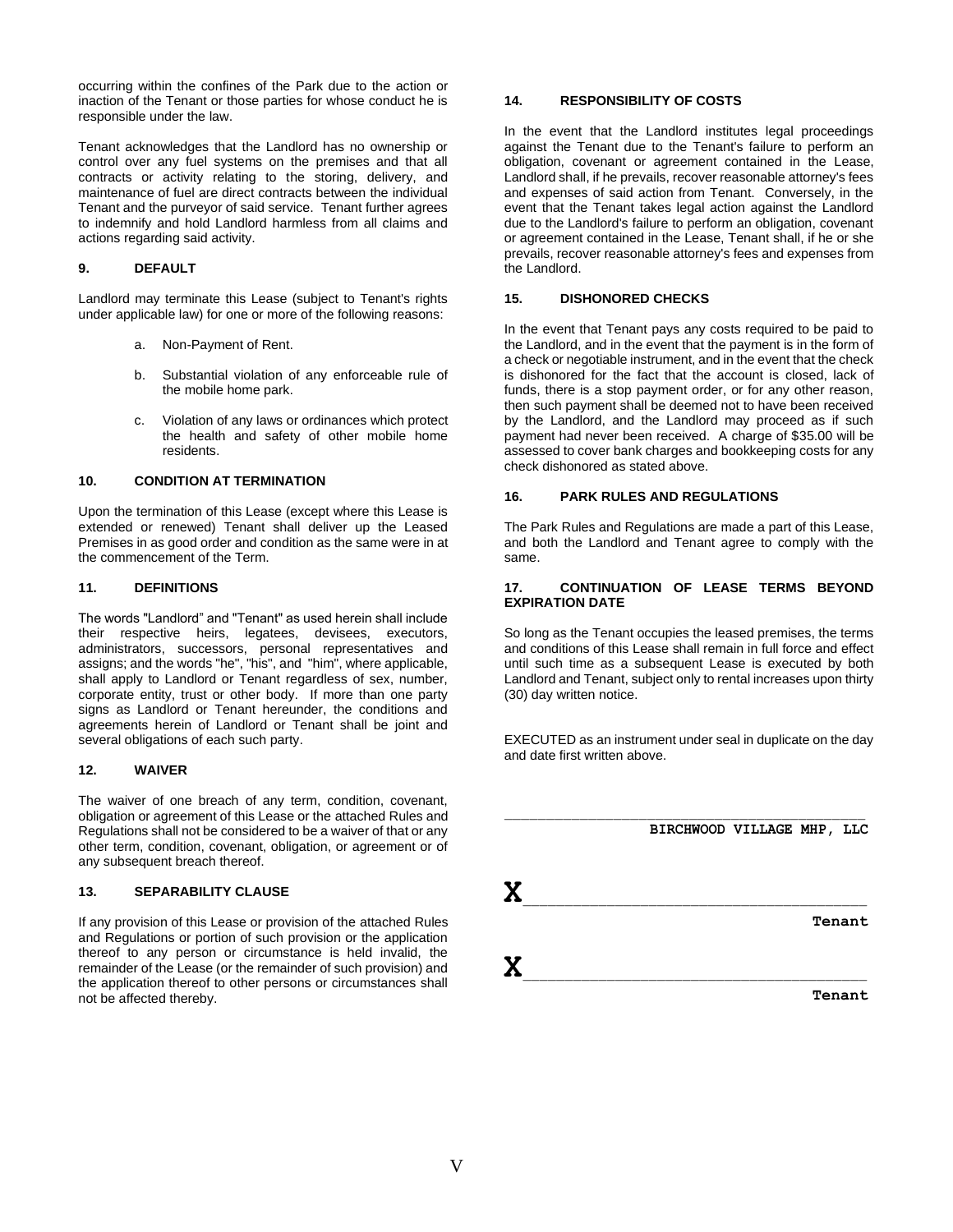occurring within the confines of the Park due to the action or inaction of the Tenant or those parties for whose conduct he is responsible under the law.

Tenant acknowledges that the Landlord has no ownership or control over any fuel systems on the premises and that all contracts or activity relating to the storing, delivery, and maintenance of fuel are direct contracts between the individual Tenant and the purveyor of said service. Tenant further agrees to indemnify and hold Landlord harmless from all claims and actions regarding said activity.

### 9. DEFAULT

Landlord may terminate this Lease (subject to Tenant's rights under applicable law) for one or more of the following reasons:

a. Non-Payment of Rent.

b. Substantial violation of any enforceable rule of the mobile home park.

c. Violation of any laws or ordinances which protect the health and safety of other mobile home residents.

### 10. CONDITION AT TERMINATION

Upon the termination of this Lease (except where this Lease is extended or renewed) Tenant shall deliver up the Leased Premises in as good order and condition as the same were in at the commencement of the Term.

### 11. DEFINITIONS

The words "Landlord" and "Tenant" as used herein shall include their respective heirs, legatees, devisees, executors, administrators, successors, personal representatives and assigns; and the words "he", "his", and "him", where applicable, shall apply to Landlord or Tenant regardless of sex, number, corporate entity, trust or other body. If more than one party signs as Landlord or Tenant hereunder, the conditions and agreements herein of Landlord or Tenant shall be joint and several obligations of each such party.

### 12. WAIVER

The waiver of one breach of any term, condition, covenant, obligation or agreement of this Lease or the attached Rules and Regulations shall not be considered to be a waiver of that or any other term, condition, covenant, obligation, or agreement or of any subsequent breach thereof.

### 13. SEPARABILITY CLAUSE

If any provision of this Lease or provision of the attached Rules and Regulations or portion of such provision or the application thereof to any person or circumstance is held invalid, the remainder of the Lease (or the remainder of such provision) and the application thereof to other persons or circumstances shall not be affected thereby.

### 14. RESPONSIBILITY OF COSTS

In the event that the Landlord institutes legal proceedings against the Tenant due to the Tenant's failure to perform an obligation, covenant or agreement contained in the Lease, Landlord shall, if he prevails, recover reasonable attorney's fees and expenses of said action from Tenant. Conversely, in the event that the Tenant takes legal action against the Landlord due to the Landlord's failure to perform an obligation, covenant or agreement contained in the Lease, Tenant shall, if he or she prevails, recover reasonable attorney's fees and expenses from the Landlord.

### 15. DISHONORED CHECKS

In the event that Tenant pays any costs required to be paid to the Landlord, and in the event that the payment is in the form of a check or negotiable instrument, and in the event that the check is dishonored for the fact that the account is closed, lack of funds, there is a stop payment order, or for any other reason, then such payment shall be deemed not to have been received by the Landlord, and the Landlord may proceed as if such payment had never been received. A charge of $35.00 will be assessed to cover bank charges and bookkeeping costs for any check dishonored as stated above.

### 16. PARK RULES AND REGULATIONS

The Park Rules and Regulations are made a part of this Lease, and both the Landlord and Tenant agree to comply with the same.

### 17. CONTINUATION OF LEASE TERMS BEYOND EXPIRATION DATE

So long as the Tenant occupies the leased premises, the terms and conditions of this Lease shall remain in full force and effect until such time as a subsequent Lease is executed by both Landlord and Tenant, subject only to rental increases upon thirty (30) day written notice.

EXECUTED as an instrument under seal in duplicate on the day and date first written above.

\_\_\_\_\_\_\_\_\_\_\_\_\_\_\_\_\_\_\_\_\_\_\_\_\_\_\_\_\_\_\_\_\_\_\_\_\_\_\_\_

**BIRCHWOOD VILLAGE MHP, LLC**

**X**\_\_\_\_\_\_\_\_\_\_\_\_\_\_\_\_\_\_\_\_\_\_\_\_\_\_\_\_\_\_\_\_\_\_\_\_\_\_\_

**Tenant**

**X**\_\_\_\_\_\_\_\_\_\_\_\_\_\_\_\_\_\_\_\_\_\_\_\_\_\_\_\_\_\_\_\_\_\_\_\_\_\_\_

**Tenant**